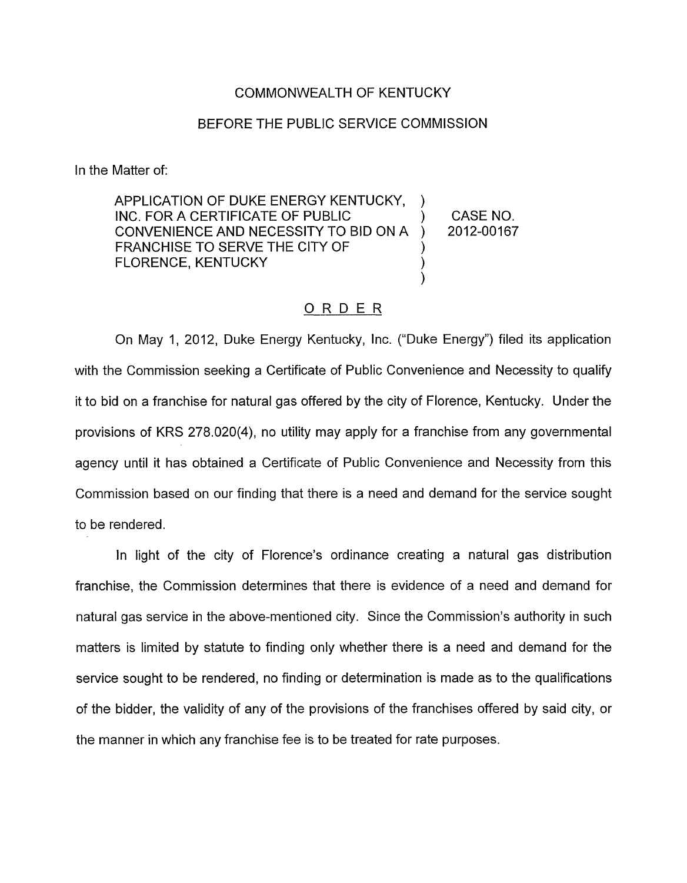COMMONWEALTH OF KENTUCKY

BEFORE THE PUBLIC SERVICE COMMISSION

In the Matter of:

| | | |
|---|---|---|
| APPLICATION OF DUKE ENERGY KENTUCKY, INC. FOR A CERTIFICATE OF PUBLIC CONVENIENCE AND NECESSITY TO BID ON A FRANCHISE TO SERVE THE CITY OF FLORENCE, KENTUCKY | ) ) ) ) ) ) | CASE NO. 2012-00167 |

## ORDER

On May 1, 2012, Duke Energy Kentucky, Inc. ("Duke Energy") filed its application with the Commission seeking a Certificate of Public Convenience and Necessity to qualify it to bid on a franchise for natural gas offered by the city of Florence, Kentucky. Under the provisions of KRS 278.020(4), no utility may apply for a franchise from any governmental agency until it has obtained a Certificate of Public Convenience and Necessity from this Commission based on our finding that there is a need and demand for the service sought to be rendered.

In light of the city of Florence's ordinance creating a natural gas distribution franchise, the Commission determines that there is evidence of a need and demand for natural gas service in the above-mentioned city. Since the Commission's authority in such matters is limited by statute to finding only whether there is a need and demand for the service sought to be rendered, no finding or determination is made as to the qualifications of the bidder, the validity of any of the provisions of the franchises offered by said city, or the manner in which any franchise fee is to be treated for rate purposes.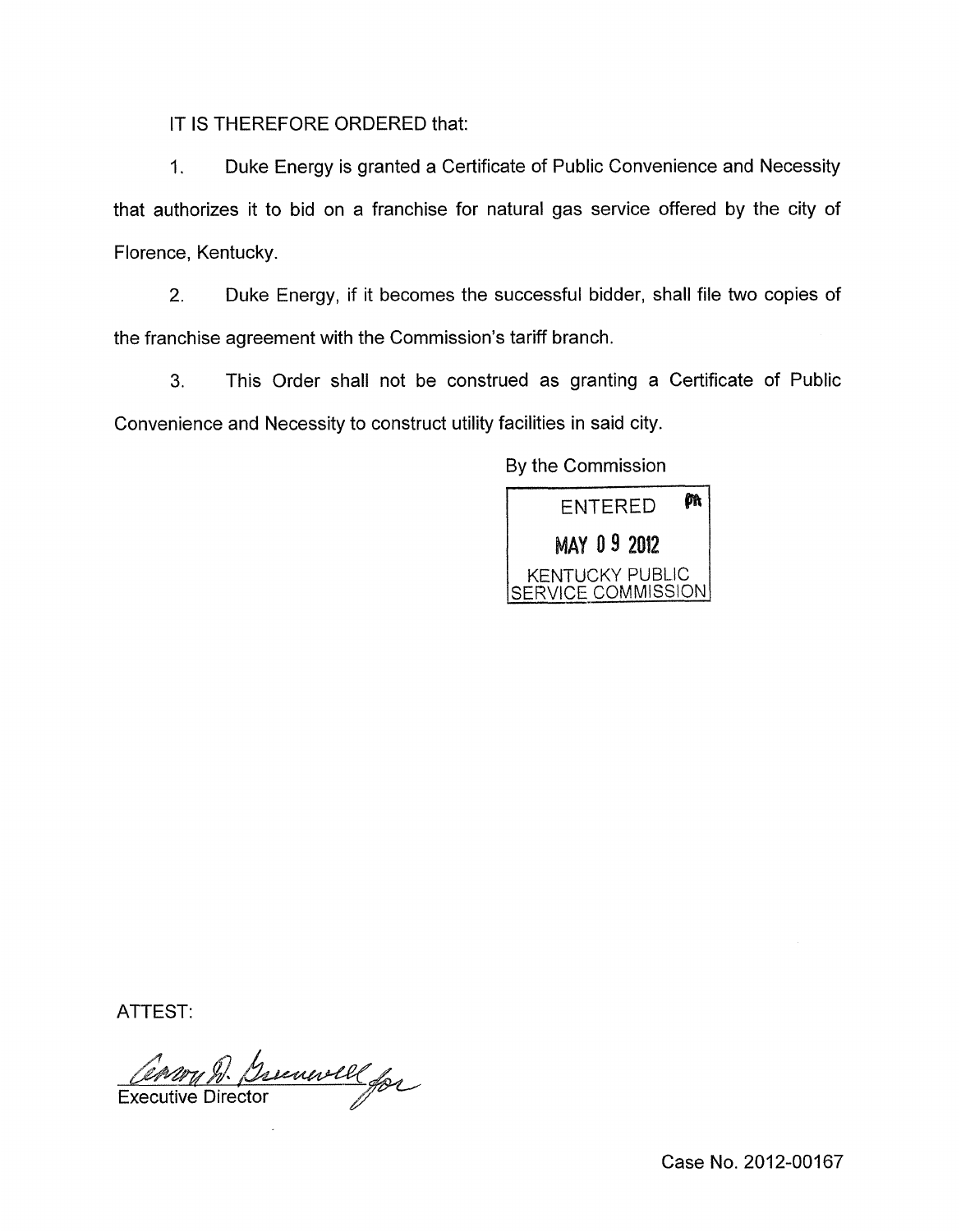IT IS THEREFORE ORDERED that:

1. Duke Energy is granted a Certificate of Public Convenience and Necessity that authorizes it to bid on a franchise for natural gas service offered by the city of Florence, Kentucky.

2. Duke Energy, if it becomes the successful bidder, shall file two copies of the franchise agreement with the Commission's tariff branch.

3. This Order shall not be construed as granting a Certificate of Public Convenience and Necessity to construct utility facilities in said city.

By the Commission

ENTERED
MAY 09 2012
KENTUCKY PUBLIC
SERVICE COMMISSION

ATTEST:

Executive Director

Case No. 2012-00167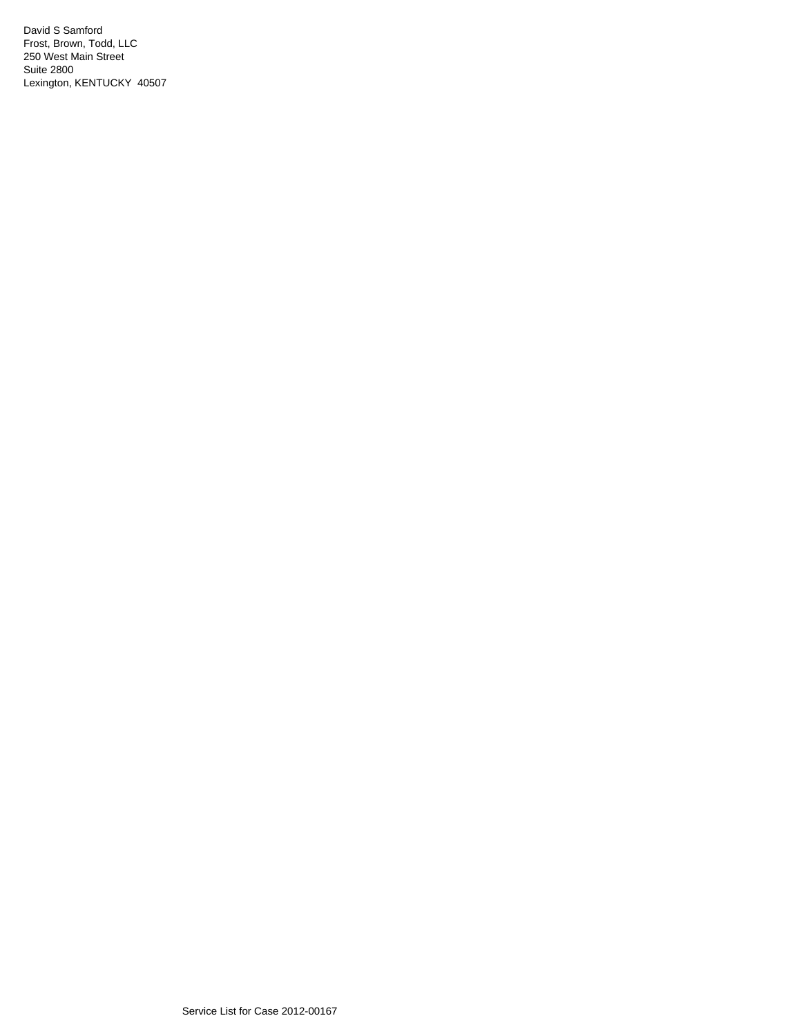David S Samford
Frost, Brown, Todd, LLC
250 West Main Street
Suite 2800
Lexington, KENTUCKY 40507